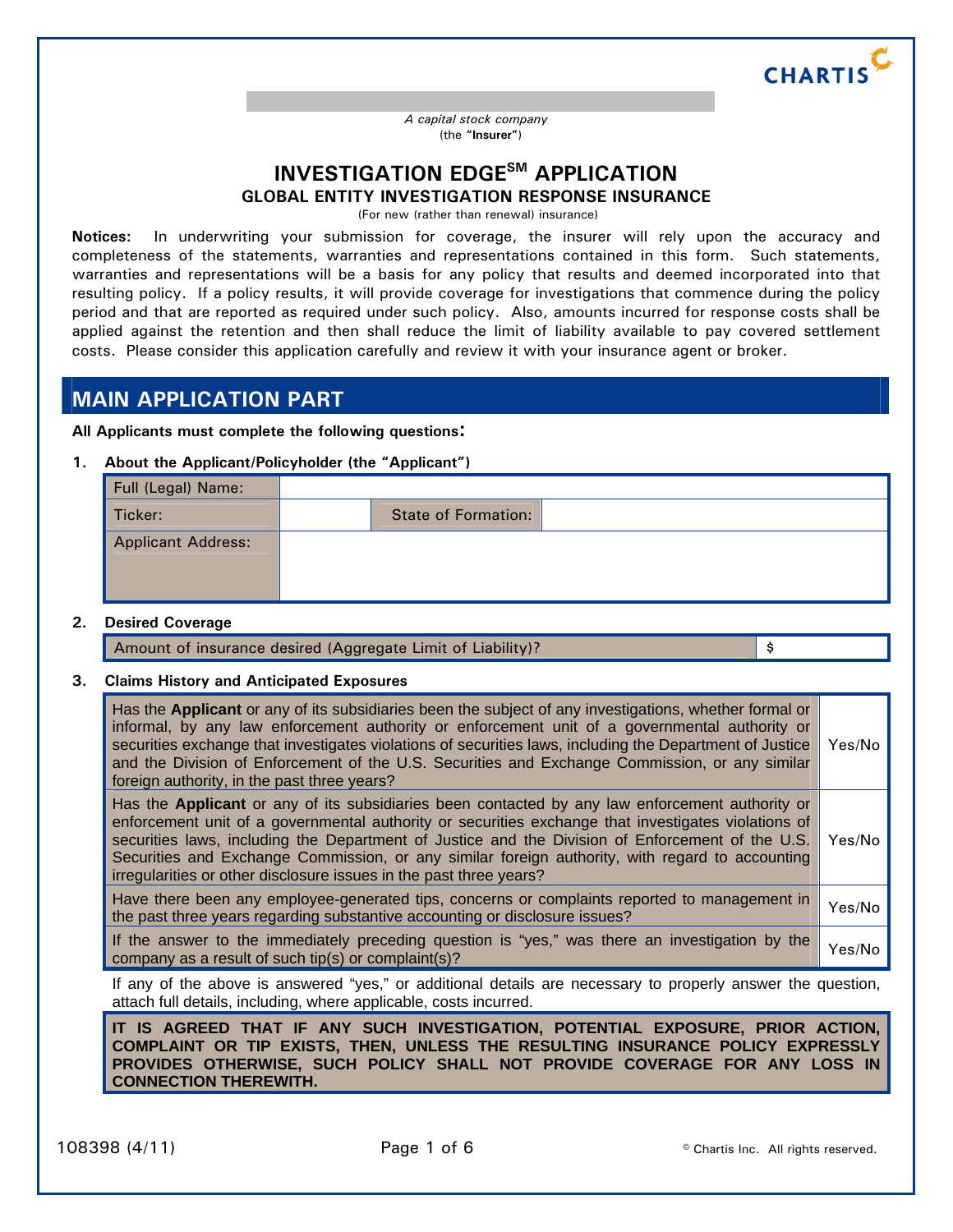CHARTIS

*A capital stock company*
(the **"Insurer"**)

# INVESTIGATION EDGE℠ APPLICATION

## GLOBAL ENTITY INVESTIGATION RESPONSE INSURANCE

(For new (rather than renewal) insurance)

**Notices:** In underwriting your submission for coverage, the insurer will rely upon the accuracy and completeness of the statements, warranties and representations contained in this form. Such statements, warranties and representations will be a basis for any policy that results and deemed incorporated into that resulting policy. If a policy results, it will provide coverage for investigations that commence during the policy period and that are reported as required under such policy. Also, amounts incurred for response costs shall be applied against the retention and then shall reduce the limit of liability available to pay covered settlement costs. Please consider this application carefully and review it with your insurance agent or broker.

## MAIN APPLICATION PART

**All Applicants must complete the following questions:**

**1. About the Applicant/Policyholder (the "Applicant")**

| Full (Legal) Name: | | | |
|---|---|---|---|
| Ticker: | | State of Formation: | |
| Applicant Address: | | | |

**2. Desired Coverage**

| Amount of insurance desired (Aggregate Limit of Liability)? | $ |
|---|---|

**3. Claims History and Anticipated Exposures**

| Question | Answer |
|---|---|
| Has the **Applicant** or any of its subsidiaries been the subject of any investigations, whether formal or informal, by any law enforcement authority or enforcement unit of a governmental authority or securities exchange that investigates violations of securities laws, including the Department of Justice and the Division of Enforcement of the U.S. Securities and Exchange Commission, or any similar foreign authority, in the past three years? | Yes/No |
| Has the **Applicant** or any of its subsidiaries been contacted by any law enforcement authority or enforcement unit of a governmental authority or securities exchange that investigates violations of securities laws, including the Department of Justice and the Division of Enforcement of the U.S. Securities and Exchange Commission, or any similar foreign authority, with regard to accounting irregularities or other disclosure issues in the past three years? | Yes/No |
| Have there been any employee-generated tips, concerns or complaints reported to management in the past three years regarding substantive accounting or disclosure issues? | Yes/No |
| If the answer to the immediately preceding question is "yes," was there an investigation by the company as a result of such tip(s) or complaint(s)? | Yes/No |

If any of the above is answered "yes," or additional details are necessary to properly answer the question, attach full details, including, where applicable, costs incurred.

**IT IS AGREED THAT IF ANY SUCH INVESTIGATION, POTENTIAL EXPOSURE, PRIOR ACTION, COMPLAINT OR TIP EXISTS, THEN, UNLESS THE RESULTING INSURANCE POLICY EXPRESSLY PROVIDES OTHERWISE, SUCH POLICY SHALL NOT PROVIDE COVERAGE FOR ANY LOSS IN CONNECTION THEREWITH.**

108398 (4/11) © Chartis Inc. All rights reserved.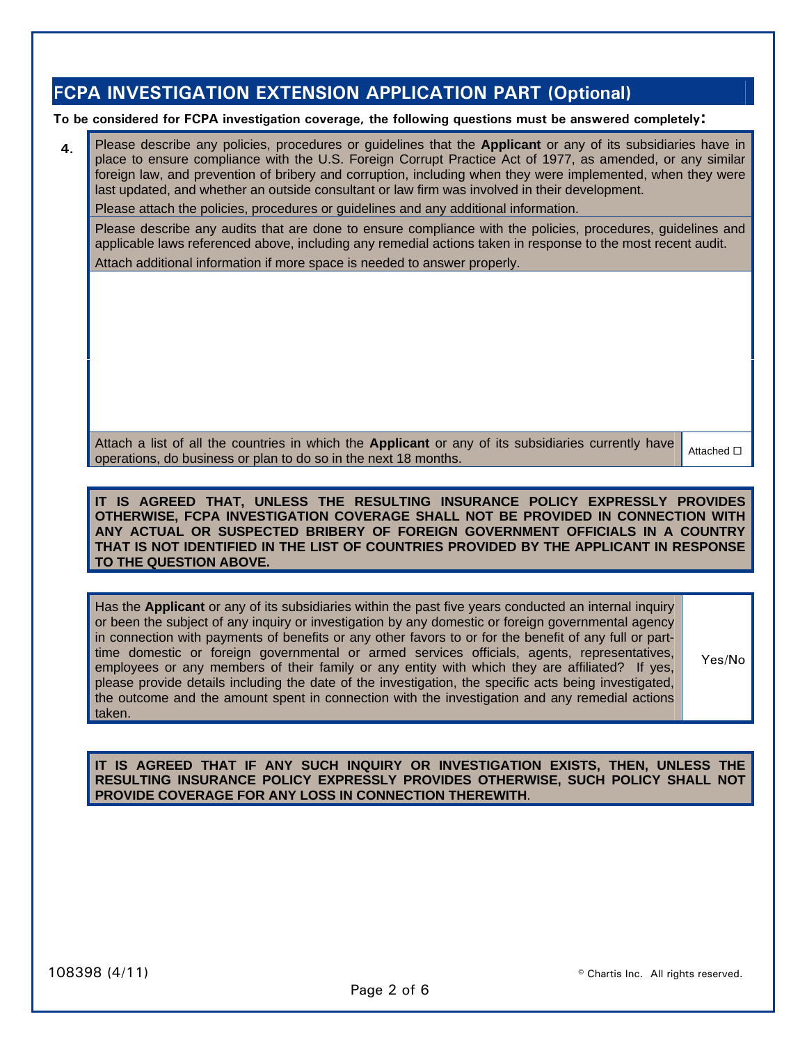## FCPA INVESTIGATION EXTENSION APPLICATION PART (Optional)

**To be considered for FCPA investigation coverage, the following questions must be answered completely:**

**4.** Please describe any policies, procedures or guidelines that the **Applicant** or any of its subsidiaries have in place to ensure compliance with the U.S. Foreign Corrupt Practice Act of 1977, as amended, or any similar foreign law, and prevention of bribery and corruption, including when they were implemented, when they were last updated, and whether an outside consultant or law firm was involved in their development.

Please attach the policies, procedures or guidelines and any additional information.

Please describe any audits that are done to ensure compliance with the policies, procedures, guidelines and applicable laws referenced above, including any remedial actions taken in response to the most recent audit.

Attach additional information if more space is needed to answer properly.

| Attach a list of all the countries in which the **Applicant** or any of its subsidiaries currently have operations, do business or plan to do so in the next 18 months. | Attached ☐ |
|---|---|

**IT IS AGREED THAT, UNLESS THE RESULTING INSURANCE POLICY EXPRESSLY PROVIDES OTHERWISE, FCPA INVESTIGATION COVERAGE SHALL NOT BE PROVIDED IN CONNECTION WITH ANY ACTUAL OR SUSPECTED BRIBERY OF FOREIGN GOVERNMENT OFFICIALS IN A COUNTRY THAT IS NOT IDENTIFIED IN THE LIST OF COUNTRIES PROVIDED BY THE APPLICANT IN RESPONSE TO THE QUESTION ABOVE.**

| Has the **Applicant** or any of its subsidiaries within the past five years conducted an internal inquiry or been the subject of any inquiry or investigation by any domestic or foreign governmental agency in connection with payments of benefits or any other favors to or for the benefit of any full or part-time domestic or foreign governmental or armed services officials, agents, representatives, employees or any members of their family or any entity with which they are affiliated? If yes, please provide details including the date of the investigation, the specific acts being investigated, the outcome and the amount spent in connection with the investigation and any remedial actions taken. | Yes/No |
|---|---|

**IT IS AGREED THAT IF ANY SUCH INQUIRY OR INVESTIGATION EXISTS, THEN, UNLESS THE RESULTING INSURANCE POLICY EXPRESSLY PROVIDES OTHERWISE, SUCH POLICY SHALL NOT PROVIDE COVERAGE FOR ANY LOSS IN CONNECTION THEREWITH**.

108398 (4/11)

© Chartis Inc. All rights reserved.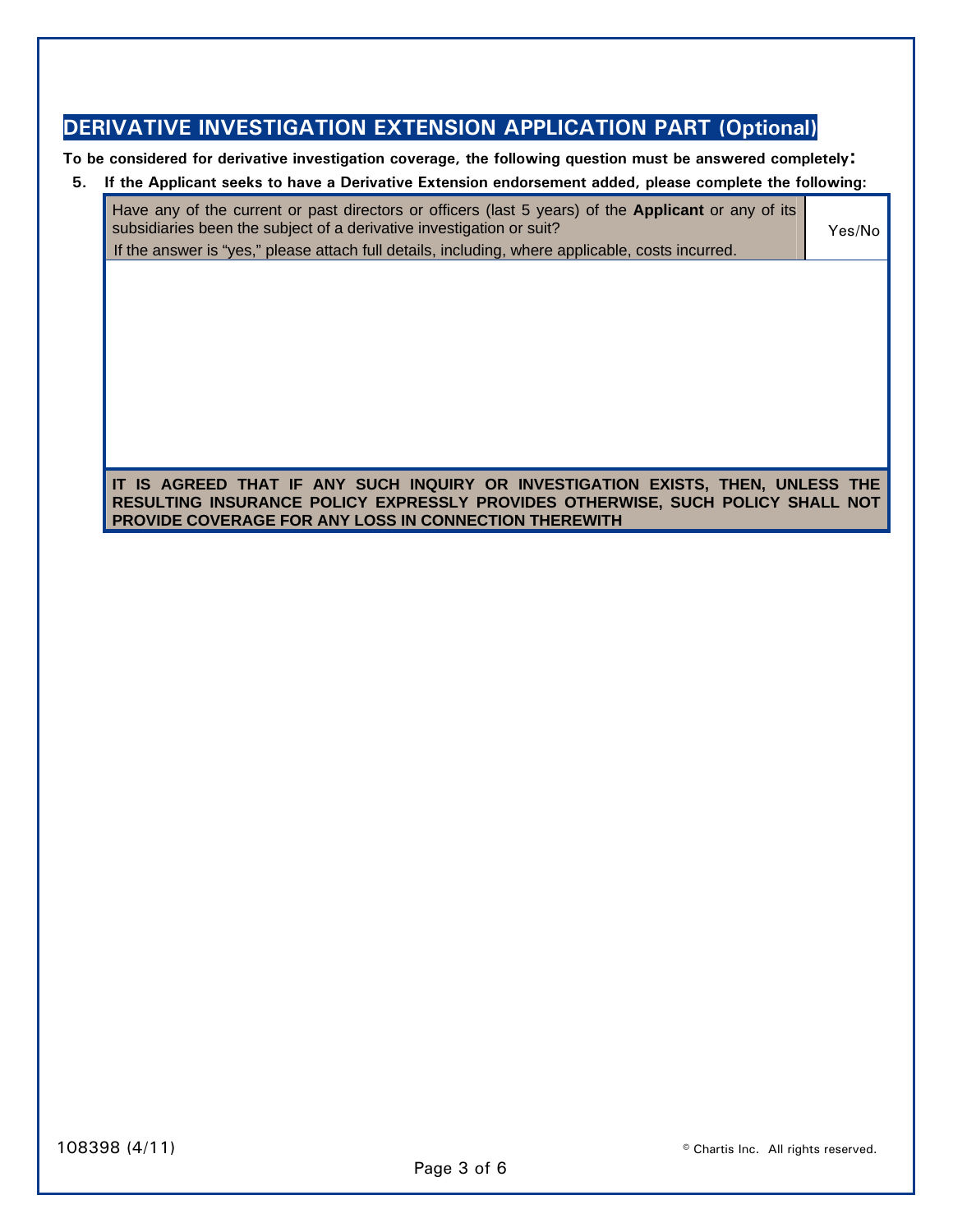## DERIVATIVE INVESTIGATION EXTENSION APPLICATION PART (Optional)

**To be considered for derivative investigation coverage, the following question must be answered completely:**

**5. If the Applicant seeks to have a Derivative Extension endorsement added, please complete the following:**

| Question | Answer |
|---|---|
| Have any of the current or past directors or officers (last 5 years) of the **Applicant** or any of its subsidiaries been the subject of a derivative investigation or suit?<br>If the answer is "yes," please attach full details, including, where applicable, costs incurred. | Yes/No |

**IT IS AGREED THAT IF ANY SUCH INQUIRY OR INVESTIGATION EXISTS, THEN, UNLESS THE RESULTING INSURANCE POLICY EXPRESSLY PROVIDES OTHERWISE, SUCH POLICY SHALL NOT PROVIDE COVERAGE FOR ANY LOSS IN CONNECTION THEREWITH**

108398 (4/11)

© Chartis Inc. All rights reserved.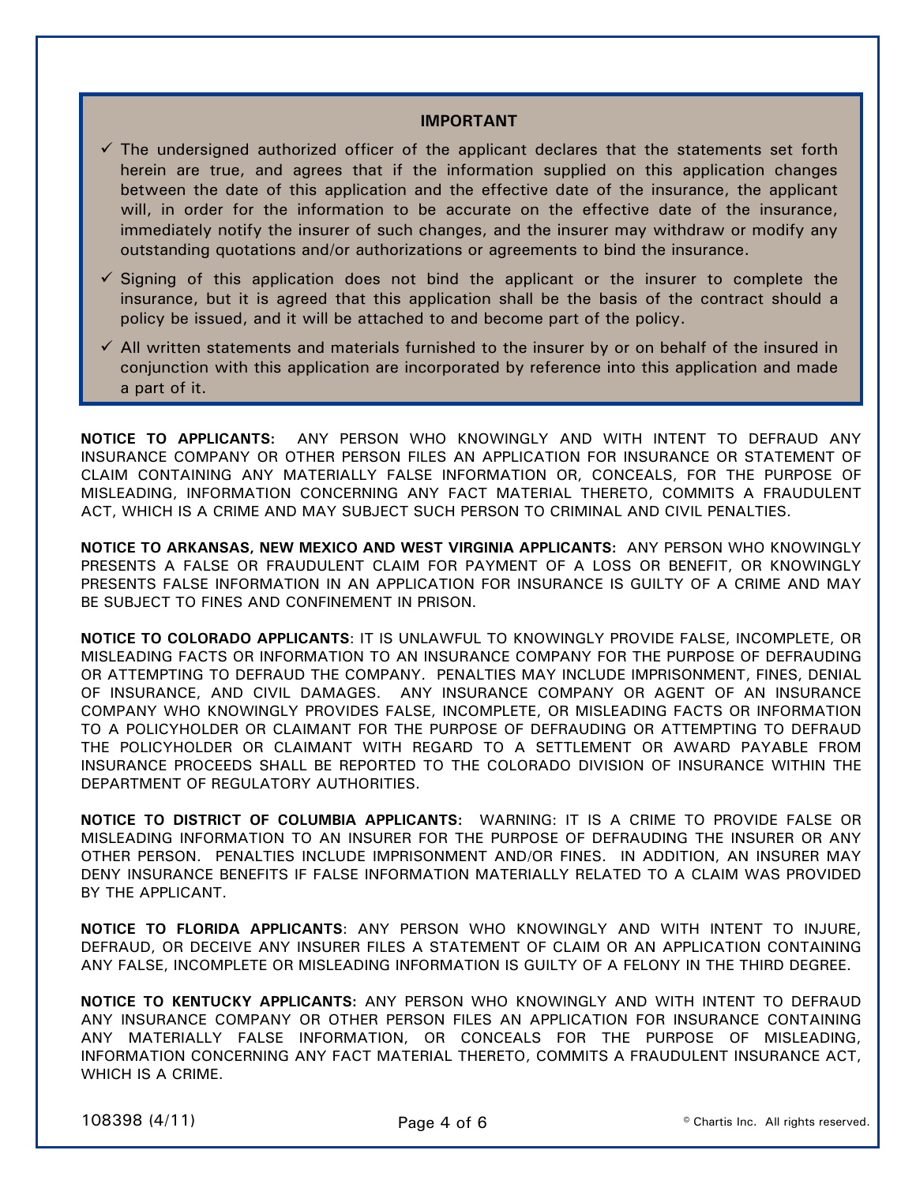## IMPORTANT

- ✓ The undersigned authorized officer of the applicant declares that the statements set forth herein are true, and agrees that if the information supplied on this application changes between the date of this application and the effective date of the insurance, the applicant will, in order for the information to be accurate on the effective date of the insurance, immediately notify the insurer of such changes, and the insurer may withdraw or modify any outstanding quotations and/or authorizations or agreements to bind the insurance.
- ✓ Signing of this application does not bind the applicant or the insurer to complete the insurance, but it is agreed that this application shall be the basis of the contract should a policy be issued, and it will be attached to and become part of the policy.
- ✓ All written statements and materials furnished to the insurer by or on behalf of the insured in conjunction with this application are incorporated by reference into this application and made a part of it.

**NOTICE TO APPLICANTS:** ANY PERSON WHO KNOWINGLY AND WITH INTENT TO DEFRAUD ANY INSURANCE COMPANY OR OTHER PERSON FILES AN APPLICATION FOR INSURANCE OR STATEMENT OF CLAIM CONTAINING ANY MATERIALLY FALSE INFORMATION OR, CONCEALS, FOR THE PURPOSE OF MISLEADING, INFORMATION CONCERNING ANY FACT MATERIAL THERETO, COMMITS A FRAUDULENT ACT, WHICH IS A CRIME AND MAY SUBJECT SUCH PERSON TO CRIMINAL AND CIVIL PENALTIES.

**NOTICE TO ARKANSAS, NEW MEXICO AND WEST VIRGINIA APPLICANTS:** ANY PERSON WHO KNOWINGLY PRESENTS A FALSE OR FRAUDULENT CLAIM FOR PAYMENT OF A LOSS OR BENEFIT, OR KNOWINGLY PRESENTS FALSE INFORMATION IN AN APPLICATION FOR INSURANCE IS GUILTY OF A CRIME AND MAY BE SUBJECT TO FINES AND CONFINEMENT IN PRISON.

**NOTICE TO COLORADO APPLICANTS**: IT IS UNLAWFUL TO KNOWINGLY PROVIDE FALSE, INCOMPLETE, OR MISLEADING FACTS OR INFORMATION TO AN INSURANCE COMPANY FOR THE PURPOSE OF DEFRAUDING OR ATTEMPTING TO DEFRAUD THE COMPANY. PENALTIES MAY INCLUDE IMPRISONMENT, FINES, DENIAL OF INSURANCE, AND CIVIL DAMAGES. ANY INSURANCE COMPANY OR AGENT OF AN INSURANCE COMPANY WHO KNOWINGLY PROVIDES FALSE, INCOMPLETE, OR MISLEADING FACTS OR INFORMATION TO A POLICYHOLDER OR CLAIMANT FOR THE PURPOSE OF DEFRAUDING OR ATTEMPTING TO DEFRAUD THE POLICYHOLDER OR CLAIMANT WITH REGARD TO A SETTLEMENT OR AWARD PAYABLE FROM INSURANCE PROCEEDS SHALL BE REPORTED TO THE COLORADO DIVISION OF INSURANCE WITHIN THE DEPARTMENT OF REGULATORY AUTHORITIES.

**NOTICE TO DISTRICT OF COLUMBIA APPLICANTS:** WARNING: IT IS A CRIME TO PROVIDE FALSE OR MISLEADING INFORMATION TO AN INSURER FOR THE PURPOSE OF DEFRAUDING THE INSURER OR ANY OTHER PERSON. PENALTIES INCLUDE IMPRISONMENT AND/OR FINES. IN ADDITION, AN INSURER MAY DENY INSURANCE BENEFITS IF FALSE INFORMATION MATERIALLY RELATED TO A CLAIM WAS PROVIDED BY THE APPLICANT.

**NOTICE TO FLORIDA APPLICANTS**: ANY PERSON WHO KNOWINGLY AND WITH INTENT TO INJURE, DEFRAUD, OR DECEIVE ANY INSURER FILES A STATEMENT OF CLAIM OR AN APPLICATION CONTAINING ANY FALSE, INCOMPLETE OR MISLEADING INFORMATION IS GUILTY OF A FELONY IN THE THIRD DEGREE.

**NOTICE TO KENTUCKY APPLICANTS:** ANY PERSON WHO KNOWINGLY AND WITH INTENT TO DEFRAUD ANY INSURANCE COMPANY OR OTHER PERSON FILES AN APPLICATION FOR INSURANCE CONTAINING ANY MATERIALLY FALSE INFORMATION, OR CONCEALS FOR THE PURPOSE OF MISLEADING, INFORMATION CONCERNING ANY FACT MATERIAL THERETO, COMMITS A FRAUDULENT INSURANCE ACT, WHICH IS A CRIME.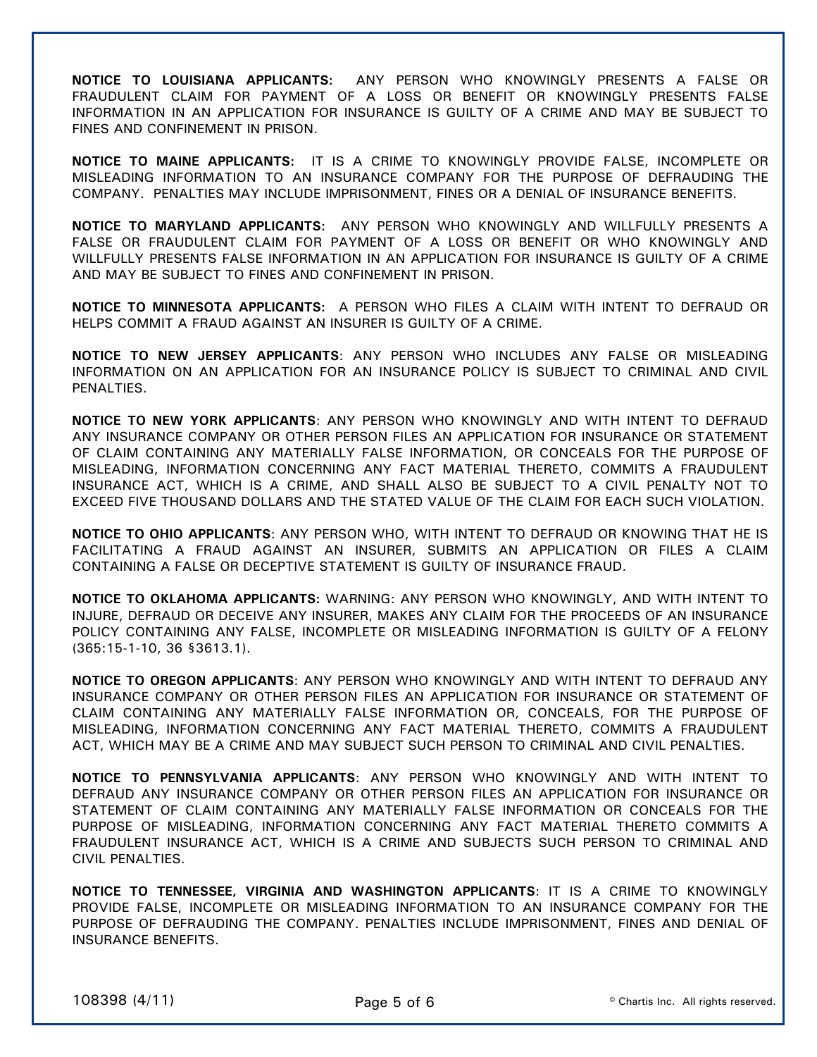**NOTICE TO LOUISIANA APPLICANTS:** ANY PERSON WHO KNOWINGLY PRESENTS A FALSE OR FRAUDULENT CLAIM FOR PAYMENT OF A LOSS OR BENEFIT OR KNOWINGLY PRESENTS FALSE INFORMATION IN AN APPLICATION FOR INSURANCE IS GUILTY OF A CRIME AND MAY BE SUBJECT TO FINES AND CONFINEMENT IN PRISON.

**NOTICE TO MAINE APPLICANTS:** IT IS A CRIME TO KNOWINGLY PROVIDE FALSE, INCOMPLETE OR MISLEADING INFORMATION TO AN INSURANCE COMPANY FOR THE PURPOSE OF DEFRAUDING THE COMPANY. PENALTIES MAY INCLUDE IMPRISONMENT, FINES OR A DENIAL OF INSURANCE BENEFITS.

**NOTICE TO MARYLAND APPLICANTS:** ANY PERSON WHO KNOWINGLY AND WILLFULLY PRESENTS A FALSE OR FRAUDULENT CLAIM FOR PAYMENT OF A LOSS OR BENEFIT OR WHO KNOWINGLY AND WILLFULLY PRESENTS FALSE INFORMATION IN AN APPLICATION FOR INSURANCE IS GUILTY OF A CRIME AND MAY BE SUBJECT TO FINES AND CONFINEMENT IN PRISON.

**NOTICE TO MINNESOTA APPLICANTS:** A PERSON WHO FILES A CLAIM WITH INTENT TO DEFRAUD OR HELPS COMMIT A FRAUD AGAINST AN INSURER IS GUILTY OF A CRIME.

**NOTICE TO NEW JERSEY APPLICANTS**: ANY PERSON WHO INCLUDES ANY FALSE OR MISLEADING INFORMATION ON AN APPLICATION FOR AN INSURANCE POLICY IS SUBJECT TO CRIMINAL AND CIVIL PENALTIES.

**NOTICE TO NEW YORK APPLICANTS**: ANY PERSON WHO KNOWINGLY AND WITH INTENT TO DEFRAUD ANY INSURANCE COMPANY OR OTHER PERSON FILES AN APPLICATION FOR INSURANCE OR STATEMENT OF CLAIM CONTAINING ANY MATERIALLY FALSE INFORMATION, OR CONCEALS FOR THE PURPOSE OF MISLEADING, INFORMATION CONCERNING ANY FACT MATERIAL THERETO, COMMITS A FRAUDULENT INSURANCE ACT, WHICH IS A CRIME, AND SHALL ALSO BE SUBJECT TO A CIVIL PENALTY NOT TO EXCEED FIVE THOUSAND DOLLARS AND THE STATED VALUE OF THE CLAIM FOR EACH SUCH VIOLATION.

**NOTICE TO OHIO APPLICANTS**: ANY PERSON WHO, WITH INTENT TO DEFRAUD OR KNOWING THAT HE IS FACILITATING A FRAUD AGAINST AN INSURER, SUBMITS AN APPLICATION OR FILES A CLAIM CONTAINING A FALSE OR DECEPTIVE STATEMENT IS GUILTY OF INSURANCE FRAUD.

**NOTICE TO OKLAHOMA APPLICANTS:** WARNING: ANY PERSON WHO KNOWINGLY, AND WITH INTENT TO INJURE, DEFRAUD OR DECEIVE ANY INSURER, MAKES ANY CLAIM FOR THE PROCEEDS OF AN INSURANCE POLICY CONTAINING ANY FALSE, INCOMPLETE OR MISLEADING INFORMATION IS GUILTY OF A FELONY (365:15-1-10, 36 §3613.1).

**NOTICE TO OREGON APPLICANTS**: ANY PERSON WHO KNOWINGLY AND WITH INTENT TO DEFRAUD ANY INSURANCE COMPANY OR OTHER PERSON FILES AN APPLICATION FOR INSURANCE OR STATEMENT OF CLAIM CONTAINING ANY MATERIALLY FALSE INFORMATION OR, CONCEALS, FOR THE PURPOSE OF MISLEADING, INFORMATION CONCERNING ANY FACT MATERIAL THERETO, COMMITS A FRAUDULENT ACT, WHICH MAY BE A CRIME AND MAY SUBJECT SUCH PERSON TO CRIMINAL AND CIVIL PENALTIES.

**NOTICE TO PENNSYLVANIA APPLICANTS**: ANY PERSON WHO KNOWINGLY AND WITH INTENT TO DEFRAUD ANY INSURANCE COMPANY OR OTHER PERSON FILES AN APPLICATION FOR INSURANCE OR STATEMENT OF CLAIM CONTAINING ANY MATERIALLY FALSE INFORMATION OR CONCEALS FOR THE PURPOSE OF MISLEADING, INFORMATION CONCERNING ANY FACT MATERIAL THERETO COMMITS A FRAUDULENT INSURANCE ACT, WHICH IS A CRIME AND SUBJECTS SUCH PERSON TO CRIMINAL AND CIVIL PENALTIES.

**NOTICE TO TENNESSEE, VIRGINIA AND WASHINGTON APPLICANTS**: IT IS A CRIME TO KNOWINGLY PROVIDE FALSE, INCOMPLETE OR MISLEADING INFORMATION TO AN INSURANCE COMPANY FOR THE PURPOSE OF DEFRAUDING THE COMPANY. PENALTIES INCLUDE IMPRISONMENT, FINES AND DENIAL OF INSURANCE BENEFITS.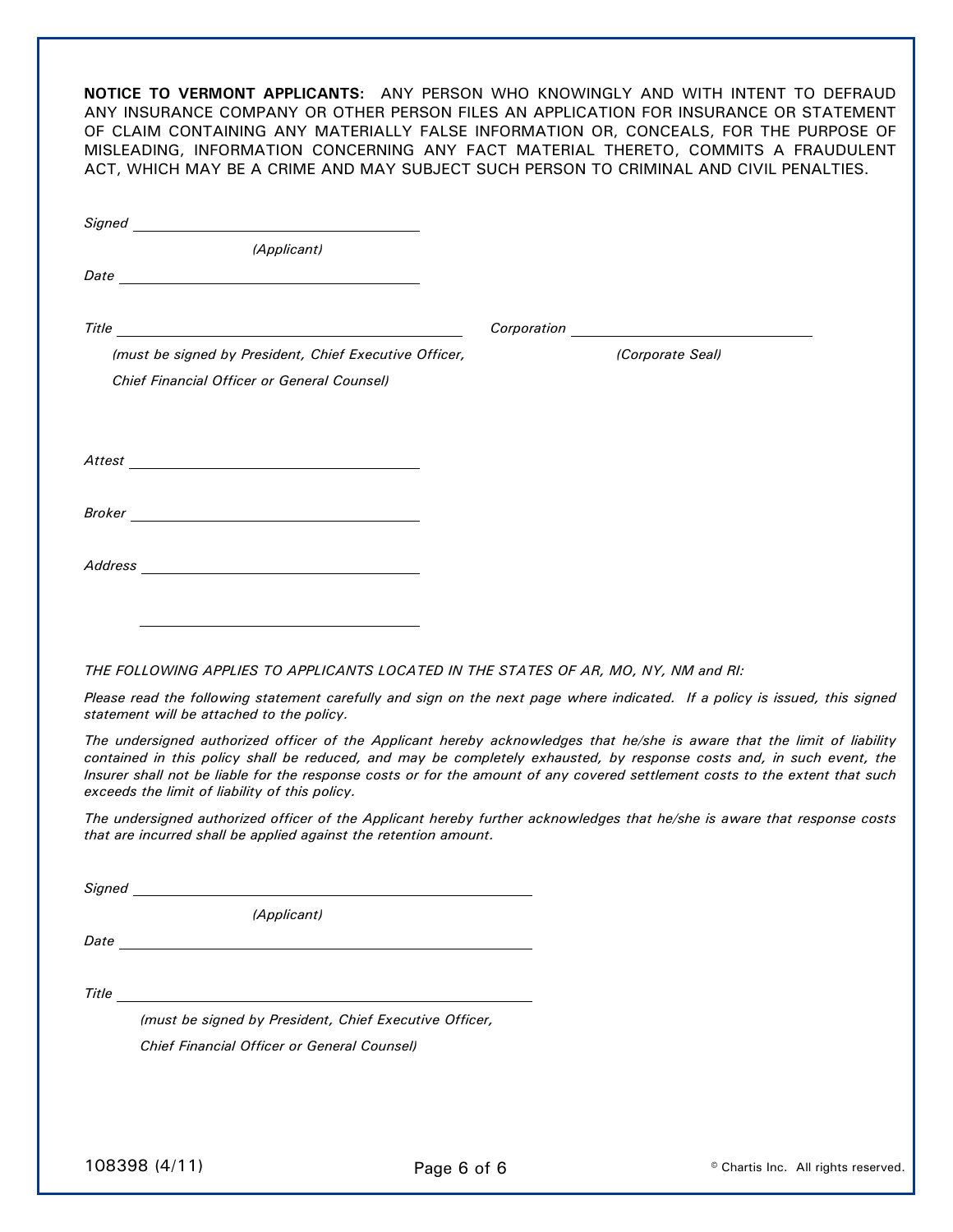**NOTICE TO VERMONT APPLICANTS:** ANY PERSON WHO KNOWINGLY AND WITH INTENT TO DEFRAUD ANY INSURANCE COMPANY OR OTHER PERSON FILES AN APPLICATION FOR INSURANCE OR STATEMENT OF CLAIM CONTAINING ANY MATERIALLY FALSE INFORMATION OR, CONCEALS, FOR THE PURPOSE OF MISLEADING, INFORMATION CONCERNING ANY FACT MATERIAL THERETO, COMMITS A FRAUDULENT ACT, WHICH MAY BE A CRIME AND MAY SUBJECT SUCH PERSON TO CRIMINAL AND CIVIL PENALTIES.

*Signed* ___________________________________

*(Applicant)*

*Date* ___________________________________

*Title* ___________________________________ *Corporation* ___________________________________

*(must be signed by President, Chief Executive Officer, Chief Financial Officer or General Counsel)*

*(Corporate Seal)*

*Attest* ___________________________________

*Broker* ___________________________________

*Address* ___________________________________

___________________________________

*THE FOLLOWING APPLIES TO APPLICANTS LOCATED IN THE STATES OF AR, MO, NY, NM and RI:*

*Please read the following statement carefully and sign on the next page where indicated. If a policy is issued, this signed statement will be attached to the policy.*

*The undersigned authorized officer of the Applicant hereby acknowledges that he/she is aware that the limit of liability contained in this policy shall be reduced, and may be completely exhausted, by response costs and, in such event, the Insurer shall not be liable for the response costs or for the amount of any covered settlement costs to the extent that such exceeds the limit of liability of this policy.*

*The undersigned authorized officer of the Applicant hereby further acknowledges that he/she is aware that response costs that are incurred shall be applied against the retention amount.*

*Signed* ___________________________________

*(Applicant)*

*Date* ___________________________________

*Title* ___________________________________

*(must be signed by President, Chief Executive Officer, Chief Financial Officer or General Counsel)*

108398 (4/11)

© Chartis Inc. All rights reserved.